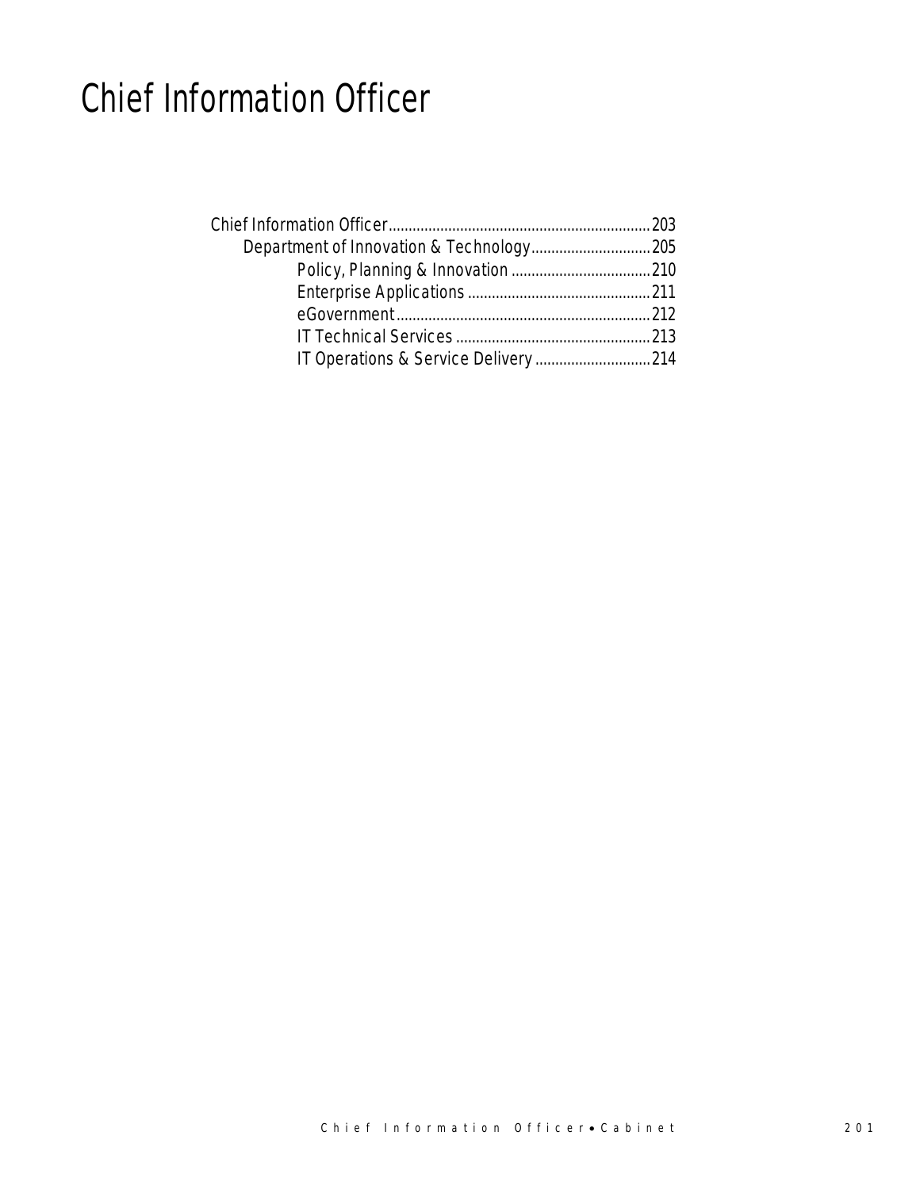# Chief Information Officer

- Chief Information Officer....................................................................203
  - Department of Innovation & Technology..............................205
    - Policy, Planning & Innovation ....................................210
    - Enterprise Applications ..............................................211
    - eGovernment...............................................................212
    - IT Technical Services .................................................213
    - IT Operations & Service Delivery .............................214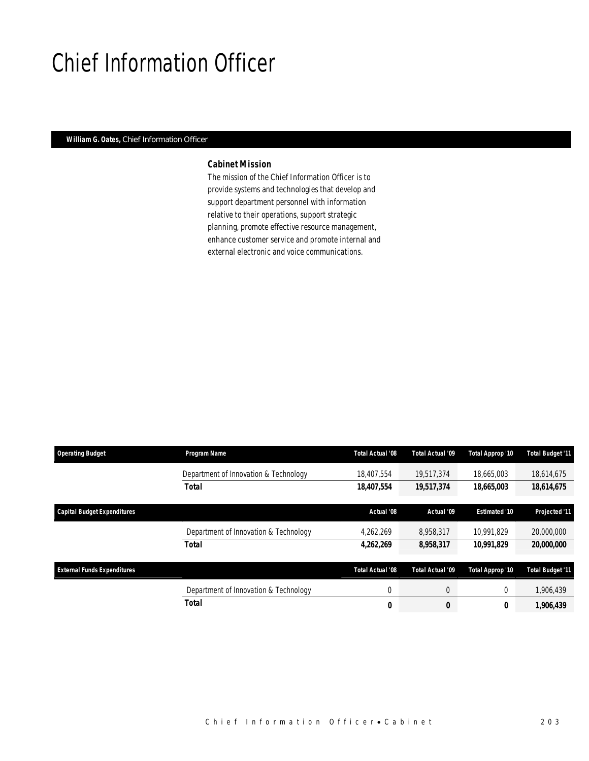# Chief Information Officer

**William G. Oates,** Chief Information Officer

### Cabinet Mission

The mission of the Chief Information Officer is to provide systems and technologies that develop and support department personnel with information relative to their operations, support strategic planning, promote effective resource management, enhance customer service and promote internal and external electronic and voice communications.

| Operating Budget | Program Name | Total Actual '08 | Total Actual '09 | Total Approp '10 | Total Budget '11 |
|---|---|---|---|---|---|
| | Department of Innovation & Technology | 18,407,554 | 19,517,374 | 18,665,003 | 18,614,675 |
| | ***Total*** | ***18,407,554*** | ***19,517,374*** | ***18,665,003*** | ***18,614,675*** |

| Capital Budget Expenditures | | Actual '08 | Actual '09 | Estimated '10 | Projected '11 |
|---|---|---|---|---|---|
| | Department of Innovation & Technology | 4,262,269 | 8,958,317 | 10,991,829 | 20,000,000 |
| | ***Total*** | ***4,262,269*** | ***8,958,317*** | ***10,991,829*** | ***20,000,000*** |

| External Funds Expenditures | | Total Actual '08 | Total Actual '09 | Total Approp '10 | Total Budget '11 |
|---|---|---|---|---|---|
| | Department of Innovation & Technology | 0 | 0 | 0 | 1,906,439 |
| | ***Total*** | ***0*** | ***0*** | ***0*** | ***1,906,439*** |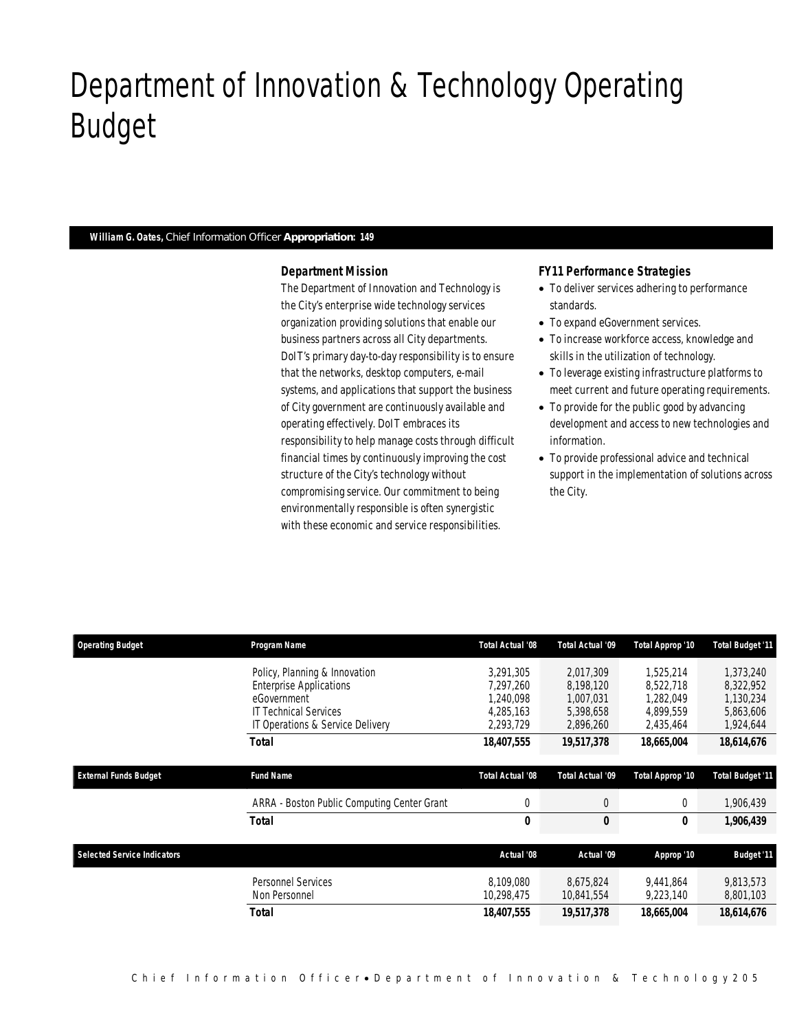# Department of Innovation & Technology Operating Budget

**William G. Oates,** Chief Information Officer **Appropriation: 149**

### Department Mission

The Department of Innovation and Technology is the City's enterprise wide technology services organization providing solutions that enable our business partners across all City departments. DoIT's primary day-to-day responsibility is to ensure that the networks, desktop computers, e-mail systems, and applications that support the business of City government are continuously available and operating effectively. DoIT embraces its responsibility to help manage costs through difficult financial times by continuously improving the cost structure of the City's technology without compromising service. Our commitment to being environmentally responsible is often synergistic with these economic and service responsibilities.

### FY11 Performance Strategies

- To deliver services adhering to performance standards.
- To expand eGovernment services.
- To increase workforce access, knowledge and skills in the utilization of technology.
- To leverage existing infrastructure platforms to meet current and future operating requirements.
- To provide for the public good by advancing development and access to new technologies and information.
- To provide professional advice and technical support in the implementation of solutions across the City.

| Operating Budget | Program Name | Total Actual '08 | Total Actual '09 | Total Approp '10 | Total Budget '11 |
|---|---|---|---|---|---|
| | Policy, Planning & Innovation | 3,291,305 | 2,017,309 | 1,525,214 | 1,373,240 |
| | Enterprise Applications | 7,297,260 | 8,198,120 | 8,522,718 | 8,322,952 |
| | eGovernment | 1,240,098 | 1,007,031 | 1,282,049 | 1,130,234 |
| | IT Technical Services | 4,285,163 | 5,398,658 | 4,899,559 | 5,863,606 |
| | IT Operations & Service Delivery | 2,293,729 | 2,896,260 | 2,435,464 | 1,924,644 |
| | **Total** | **18,407,555** | **19,517,378** | **18,665,004** | **18,614,676** |

| External Funds Budget | Fund Name | Total Actual '08 | Total Actual '09 | Total Approp '10 | Total Budget '11 |
|---|---|---|---|---|---|
| | ARRA - Boston Public Computing Center Grant | 0 | 0 | 0 | 1,906,439 |
| | **Total** | **0** | **0** | **0** | **1,906,439** |

| Selected Service Indicators | | Actual '08 | Actual '09 | Approp '10 | Budget '11 |
|---|---|---|---|---|---|
| | Personnel Services | 8,109,080 | 8,675,824 | 9,441,864 | 9,813,573 |
| | Non Personnel | 10,298,475 | 10,841,554 | 9,223,140 | 8,801,103 |
| | **Total** | **18,407,555** | **19,517,378** | **18,665,004** | **18,614,676** |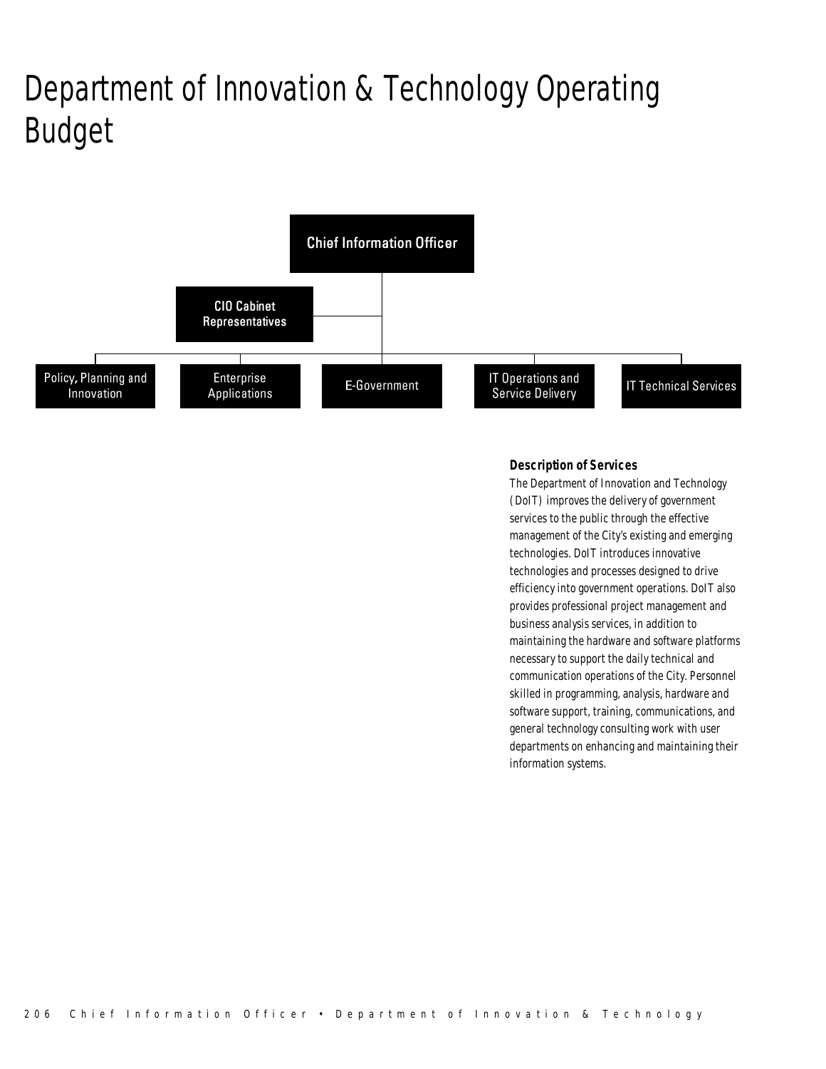# Department of Innovation & Technology Operating Budget

Chief Information Officer

CIO Cabinet Representatives

Policy, Planning and Innovation

Enterprise Applications

E-Government

IT Operations and Service Delivery

IT Technical Services

**Description of Services**

The Department of Innovation and Technology (DoIT) improves the delivery of government services to the public through the effective management of the City's existing and emerging technologies. DoIT introduces innovative technologies and processes designed to drive efficiency into government operations. DoIT also provides professional project management and business analysis services, in addition to maintaining the hardware and software platforms necessary to support the daily technical and communication operations of the City. Personnel skilled in programming, analysis, hardware and software support, training, communications, and general technology consulting work with user departments on enhancing and maintaining their information systems.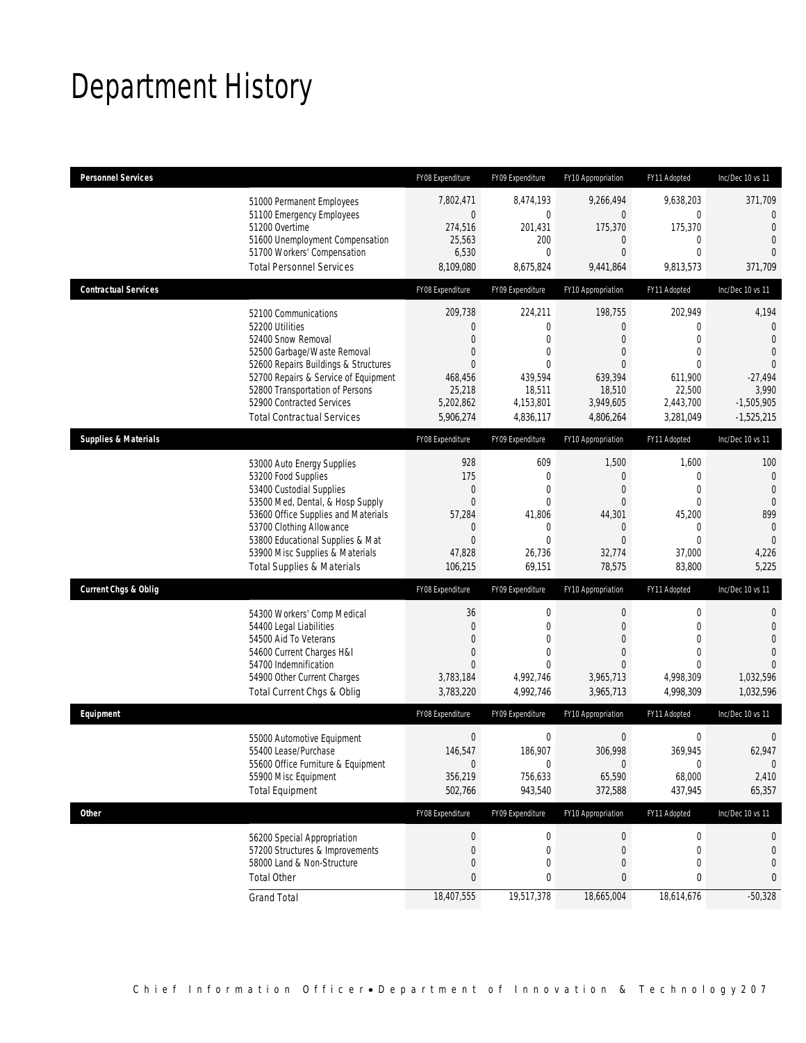# Department History

| Personnel Services | FY08 Expenditure | FY09 Expenditure | FY10 Appropriation | FY11 Adopted | Inc/Dec 10 vs 11 |
|---|---|---|---|---|---|
| 51000 Permanent Employees | 7,802,471 | 8,474,193 | 9,266,494 | 9,638,203 | 371,709 |
| 51100 Emergency Employees | 0 | 0 | 0 | 0 | 0 |
| 51200 Overtime | 274,516 | 201,431 | 175,370 | 175,370 | 0 |
| 51600 Unemployment Compensation | 25,563 | 200 | 0 | 0 | 0 |
| 51700 Workers' Compensation | 6,530 | 0 | 0 | 0 | 0 |
| Total Personnel Services | 8,109,080 | 8,675,824 | 9,441,864 | 9,813,573 | 371,709 |

| Contractual Services | FY08 Expenditure | FY09 Expenditure | FY10 Appropriation | FY11 Adopted | Inc/Dec 10 vs 11 |
|---|---|---|---|---|---|
| 52100 Communications | 209,738 | 224,211 | 198,755 | 202,949 | 4,194 |
| 52200 Utilities | 0 | 0 | 0 | 0 | 0 |
| 52400 Snow Removal | 0 | 0 | 0 | 0 | 0 |
| 52500 Garbage/Waste Removal | 0 | 0 | 0 | 0 | 0 |
| 52600 Repairs Buildings & Structures | 0 | 0 | 0 | 0 | 0 |
| 52700 Repairs & Service of Equipment | 468,456 | 439,594 | 639,394 | 611,900 | -27,494 |
| 52800 Transportation of Persons | 25,218 | 18,511 | 18,510 | 22,500 | 3,990 |
| 52900 Contracted Services | 5,202,862 | 4,153,801 | 3,949,605 | 2,443,700 | -1,505,905 |
| Total Contractual Services | 5,906,274 | 4,836,117 | 4,806,264 | 3,281,049 | -1,525,215 |

| Supplies & Materials | FY08 Expenditure | FY09 Expenditure | FY10 Appropriation | FY11 Adopted | Inc/Dec 10 vs 11 |
|---|---|---|---|---|---|
| 53000 Auto Energy Supplies | 928 | 609 | 1,500 | 1,600 | 100 |
| 53200 Food Supplies | 175 | 0 | 0 | 0 | 0 |
| 53400 Custodial Supplies | 0 | 0 | 0 | 0 | 0 |
| 53500 Med, Dental, & Hosp Supply | 0 | 0 | 0 | 0 | 0 |
| 53600 Office Supplies and Materials | 57,284 | 41,806 | 44,301 | 45,200 | 899 |
| 53700 Clothing Allowance | 0 | 0 | 0 | 0 | 0 |
| 53800 Educational Supplies & Mat | 0 | 0 | 0 | 0 | 0 |
| 53900 Misc Supplies & Materials | 47,828 | 26,736 | 32,774 | 37,000 | 4,226 |
| Total Supplies & Materials | 106,215 | 69,151 | 78,575 | 83,800 | 5,225 |

| Current Chgs & Oblig | FY08 Expenditure | FY09 Expenditure | FY10 Appropriation | FY11 Adopted | Inc/Dec 10 vs 11 |
|---|---|---|---|---|---|
| 54300 Workers' Comp Medical | 36 | 0 | 0 | 0 | 0 |
| 54400 Legal Liabilities | 0 | 0 | 0 | 0 | 0 |
| 54500 Aid To Veterans | 0 | 0 | 0 | 0 | 0 |
| 54600 Current Charges H&I | 0 | 0 | 0 | 0 | 0 |
| 54700 Indemnification | 0 | 0 | 0 | 0 | 0 |
| 54900 Other Current Charges | 3,783,184 | 4,992,746 | 3,965,713 | 4,998,309 | 1,032,596 |
| Total Current Chgs & Oblig | 3,783,220 | 4,992,746 | 3,965,713 | 4,998,309 | 1,032,596 |

| Equipment | FY08 Expenditure | FY09 Expenditure | FY10 Appropriation | FY11 Adopted | Inc/Dec 10 vs 11 |
|---|---|---|---|---|---|
| 55000 Automotive Equipment | 0 | 0 | 0 | 0 | 0 |
| 55400 Lease/Purchase | 146,547 | 186,907 | 306,998 | 369,945 | 62,947 |
| 55600 Office Furniture & Equipment | 0 | 0 | 0 | 0 | 0 |
| 55900 Misc Equipment | 356,219 | 756,633 | 65,590 | 68,000 | 2,410 |
| Total Equipment | 502,766 | 943,540 | 372,588 | 437,945 | 65,357 |

| Other | FY08 Expenditure | FY09 Expenditure | FY10 Appropriation | FY11 Adopted | Inc/Dec 10 vs 11 |
|---|---|---|---|---|---|
| 56200 Special Appropriation | 0 | 0 | 0 | 0 | 0 |
| 57200 Structures & Improvements | 0 | 0 | 0 | 0 | 0 |
| 58000 Land & Non-Structure | 0 | 0 | 0 | 0 | 0 |
| Total Other | 0 | 0 | 0 | 0 | 0 |
| Grand Total | 18,407,555 | 19,517,378 | 18,665,004 | 18,614,676 | -50,328 |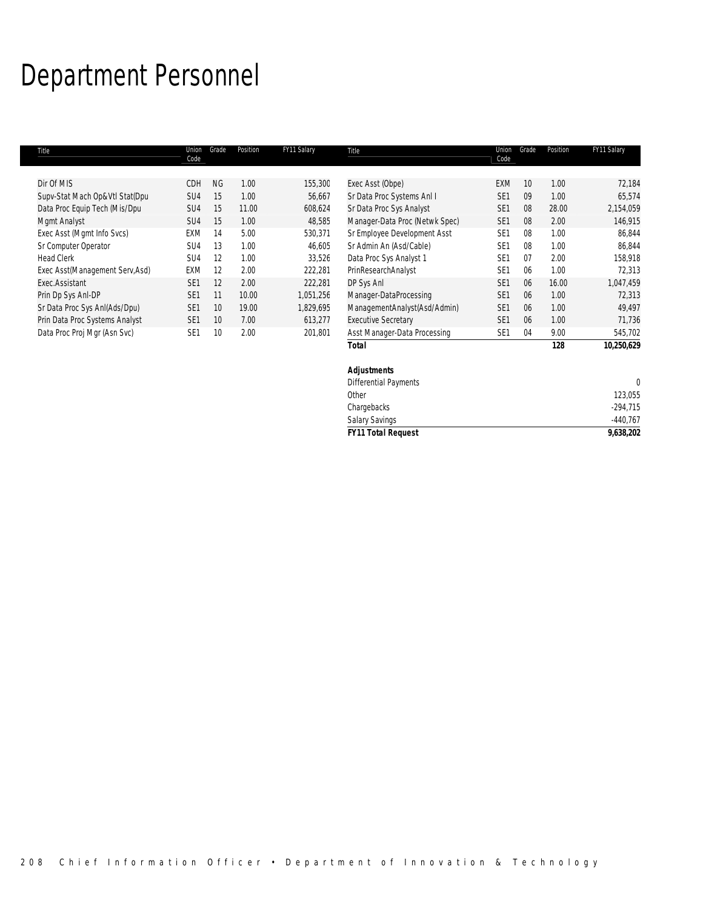# Department Personnel

| Title | Union Code | Grade | Position | FY11 Salary |
|---|---|---|---|---|
| Dir Of MIS | CDH | NG | 1.00 | 155,300 |
| Supv-Stat Mach Op&Vtl Stat(Dpu | SU4 | 15 | 1.00 | 56,667 |
| Data Proc Equip Tech (Mis/Dpu | SU4 | 15 | 11.00 | 608,624 |
| Mgmt Analyst | SU4 | 15 | 1.00 | 48,585 |
| Exec Asst (Mgmt Info Svcs) | EXM | 14 | 5.00 | 530,371 |
| Sr Computer Operator | SU4 | 13 | 1.00 | 46,605 |
| Head Clerk | SU4 | 12 | 1.00 | 33,526 |
| Exec Asst(Management Serv,Asd) | EXM | 12 | 2.00 | 222,281 |
| Exec.Assistant | SE1 | 12 | 2.00 | 222,281 |
| Prin Dp Sys Anl-DP | SE1 | 11 | 10.00 | 1,051,256 |
| Sr Data Proc Sys Anl(Ads/Dpu) | SE1 | 10 | 19.00 | 1,829,695 |
| Prin Data Proc Systems Analyst | SE1 | 10 | 7.00 | 613,277 |
| Data Proc Proj Mgr (Asn Svc) | SE1 | 10 | 2.00 | 201,801 |
| Exec Asst (Obpe) | EXM | 10 | 1.00 | 72,184 |
| Sr Data Proc Systems Anl I | SE1 | 09 | 1.00 | 65,574 |
| Sr Data Proc Sys Analyst | SE1 | 08 | 28.00 | 2,154,059 |
| Manager-Data Proc (Netwk Spec) | SE1 | 08 | 2.00 | 146,915 |
| Sr Employee Development Asst | SE1 | 08 | 1.00 | 86,844 |
| Sr Admin An (Asd/Cable) | SE1 | 08 | 1.00 | 86,844 |
| Data Proc Sys Analyst 1 | SE1 | 07 | 2.00 | 158,918 |
| PrinResearchAnalyst | SE1 | 06 | 1.00 | 72,313 |
| DP Sys Anl | SE1 | 06 | 16.00 | 1,047,459 |
| Manager-DataProcessing | SE1 | 06 | 1.00 | 72,313 |
| ManagementAnalyst(Asd/Admin) | SE1 | 06 | 1.00 | 49,497 |
| Executive Secretary | SE1 | 06 | 1.00 | 71,736 |
| Asst Manager-Data Processing | SE1 | 04 | 9.00 | 545,702 |
| **Total** | | | **128** | **10,250,629** |

| ***Adjustments*** | |
|---|---|
| Differential Payments | 0 |
| Other | 123,055 |
| Chargebacks | -294,715 |
| Salary Savings | -440,767 |
| ***FY11 Total Request*** | **9,638,202** |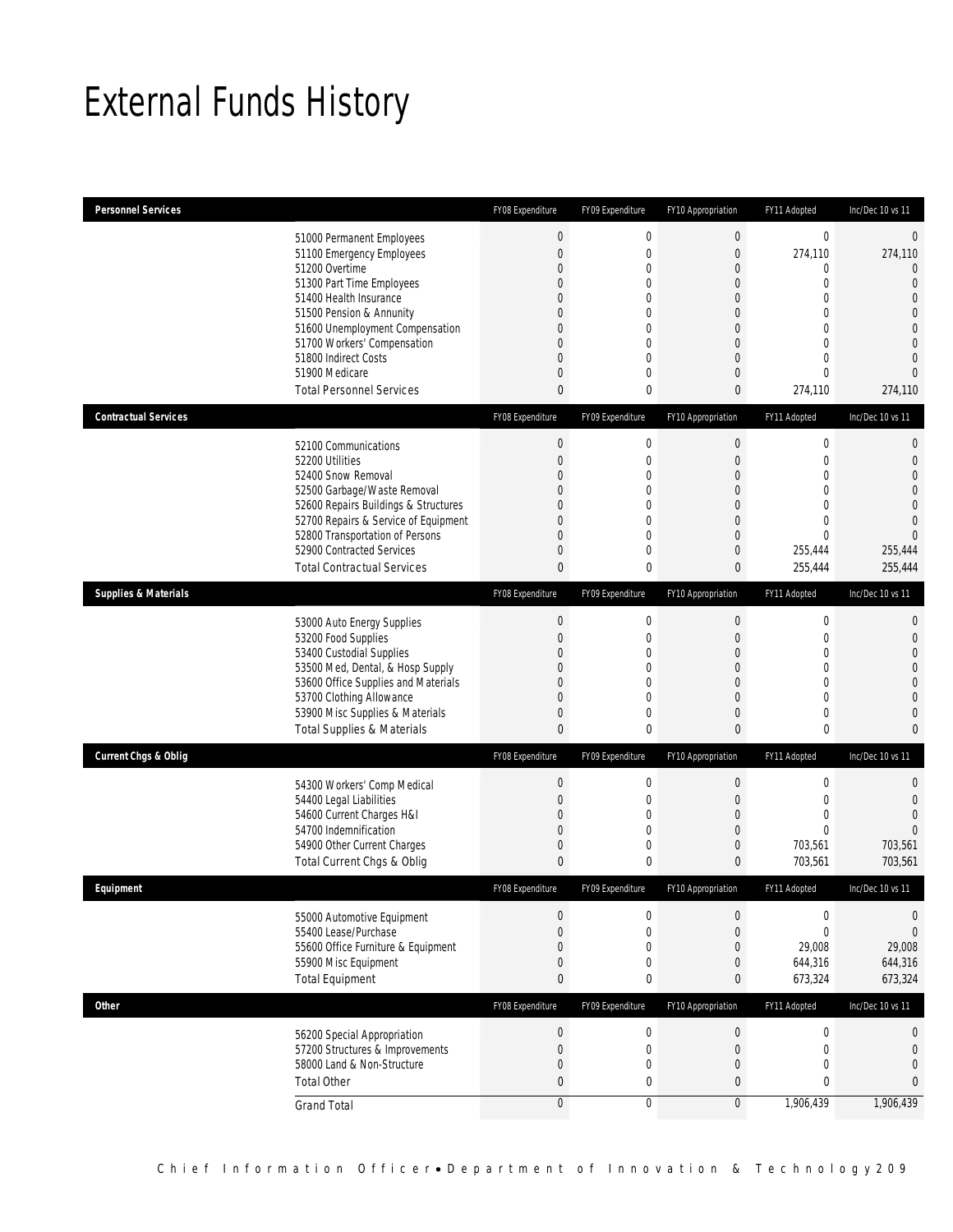# External Funds History

| Personnel Services | FY08 Expenditure | FY09 Expenditure | FY10 Appropriation | FY11 Adopted | Inc/Dec 10 vs 11 |
|---|---|---|---|---|---|
| 51000 Permanent Employees | 0 | 0 | 0 | 0 | 0 |
| 51100 Emergency Employees | 0 | 0 | 0 | 274,110 | 274,110 |
| 51200 Overtime | 0 | 0 | 0 | 0 | 0 |
| 51300 Part Time Employees | 0 | 0 | 0 | 0 | 0 |
| 51400 Health Insurance | 0 | 0 | 0 | 0 | 0 |
| 51500 Pension & Annunity | 0 | 0 | 0 | 0 | 0 |
| 51600 Unemployment Compensation | 0 | 0 | 0 | 0 | 0 |
| 51700 Workers' Compensation | 0 | 0 | 0 | 0 | 0 |
| 51800 Indirect Costs | 0 | 0 | 0 | 0 | 0 |
| 51900 Medicare | 0 | 0 | 0 | 0 | 0 |
| Total Personnel Services | 0 | 0 | 0 | 274,110 | 274,110 |

| Contractual Services | FY08 Expenditure | FY09 Expenditure | FY10 Appropriation | FY11 Adopted | Inc/Dec 10 vs 11 |
|---|---|---|---|---|---|
| 52100 Communications | 0 | 0 | 0 | 0 | 0 |
| 52200 Utilities | 0 | 0 | 0 | 0 | 0 |
| 52400 Snow Removal | 0 | 0 | 0 | 0 | 0 |
| 52500 Garbage/Waste Removal | 0 | 0 | 0 | 0 | 0 |
| 52600 Repairs Buildings & Structures | 0 | 0 | 0 | 0 | 0 |
| 52700 Repairs & Service of Equipment | 0 | 0 | 0 | 0 | 0 |
| 52800 Transportation of Persons | 0 | 0 | 0 | 0 | 0 |
| 52900 Contracted Services | 0 | 0 | 0 | 255,444 | 255,444 |
| Total Contractual Services | 0 | 0 | 0 | 255,444 | 255,444 |

| Supplies & Materials | FY08 Expenditure | FY09 Expenditure | FY10 Appropriation | FY11 Adopted | Inc/Dec 10 vs 11 |
|---|---|---|---|---|---|
| 53000 Auto Energy Supplies | 0 | 0 | 0 | 0 | 0 |
| 53200 Food Supplies | 0 | 0 | 0 | 0 | 0 |
| 53400 Custodial Supplies | 0 | 0 | 0 | 0 | 0 |
| 53500 Med, Dental, & Hosp Supply | 0 | 0 | 0 | 0 | 0 |
| 53600 Office Supplies and Materials | 0 | 0 | 0 | 0 | 0 |
| 53700 Clothing Allowance | 0 | 0 | 0 | 0 | 0 |
| 53900 Misc Supplies & Materials | 0 | 0 | 0 | 0 | 0 |
| Total Supplies & Materials | 0 | 0 | 0 | 0 | 0 |

| Current Chgs & Oblig | FY08 Expenditure | FY09 Expenditure | FY10 Appropriation | FY11 Adopted | Inc/Dec 10 vs 11 |
|---|---|---|---|---|---|
| 54300 Workers' Comp Medical | 0 | 0 | 0 | 0 | 0 |
| 54400 Legal Liabilities | 0 | 0 | 0 | 0 | 0 |
| 54600 Current Charges H&I | 0 | 0 | 0 | 0 | 0 |
| 54700 Indemnification | 0 | 0 | 0 | 0 | 0 |
| 54900 Other Current Charges | 0 | 0 | 0 | 703,561 | 703,561 |
| Total Current Chgs & Oblig | 0 | 0 | 0 | 703,561 | 703,561 |

| Equipment | FY08 Expenditure | FY09 Expenditure | FY10 Appropriation | FY11 Adopted | Inc/Dec 10 vs 11 |
|---|---|---|---|---|---|
| 55000 Automotive Equipment | 0 | 0 | 0 | 0 | 0 |
| 55400 Lease/Purchase | 0 | 0 | 0 | 0 | 0 |
| 55600 Office Furniture & Equipment | 0 | 0 | 0 | 29,008 | 29,008 |
| 55900 Misc Equipment | 0 | 0 | 0 | 644,316 | 644,316 |
| Total Equipment | 0 | 0 | 0 | 673,324 | 673,324 |

| Other | FY08 Expenditure | FY09 Expenditure | FY10 Appropriation | FY11 Adopted | Inc/Dec 10 vs 11 |
|---|---|---|---|---|---|
| 56200 Special Appropriation | 0 | 0 | 0 | 0 | 0 |
| 57200 Structures & Improvements | 0 | 0 | 0 | 0 | 0 |
| 58000 Land & Non-Structure | 0 | 0 | 0 | 0 | 0 |
| Total Other | 0 | 0 | 0 | 0 | 0 |
| Grand Total | 0 | 0 | 0 | 1,906,439 | 1,906,439 |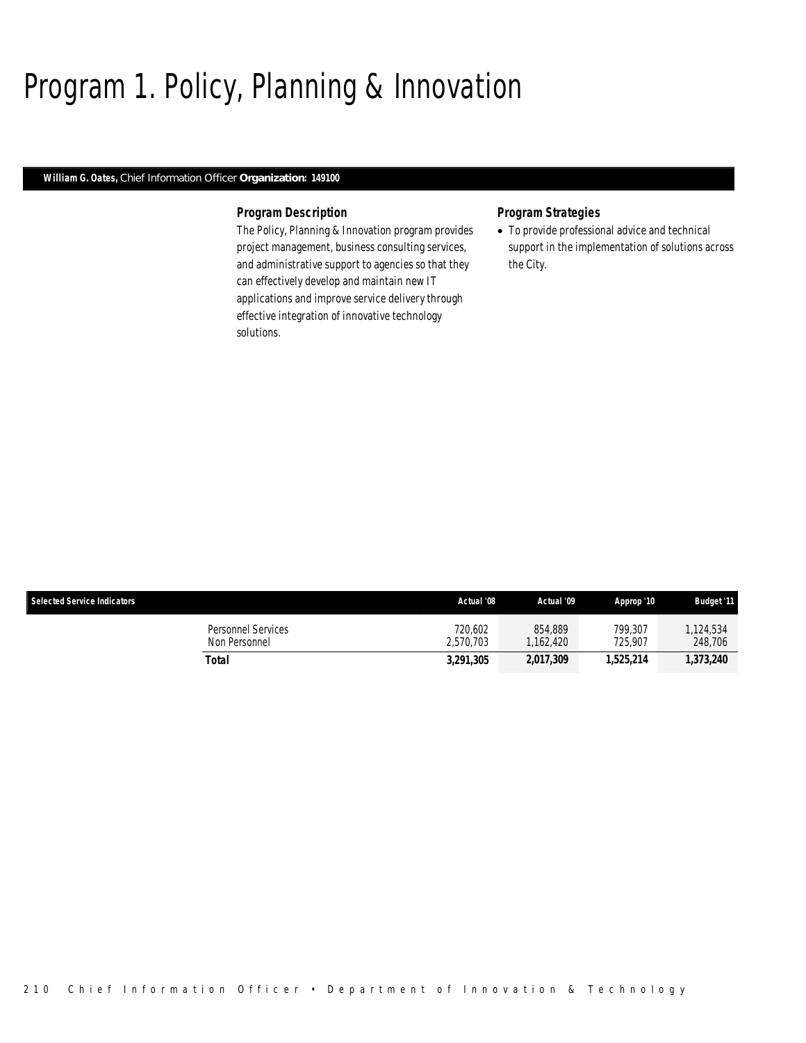# Program 1. Policy, Planning & Innovation

**William G. Oates,** Chief Information Officer **Organization: 149100**

### *Program Description*

*The Policy, Planning & Innovation program provides project management, business consulting services, and administrative support to agencies so that they can effectively develop and maintain new IT applications and improve service delivery through effective integration of innovative technology solutions.*

### *Program Strategies*

- *To provide professional advice and technical support in the implementation of solutions across the City.*

| Selected Service Indicators | | Actual '08 | Actual '09 | Approp '10 | Budget '11 |
|---|---|---|---|---|---|
| | Personnel Services | 720,602 | 854,889 | 799,307 | 1,124,534 |
| | Non Personnel | 2,570,703 | 1,162,420 | 725,907 | 248,706 |
| | **Total** | **3,291,305** | **2,017,309** | **1,525,214** | **1,373,240** |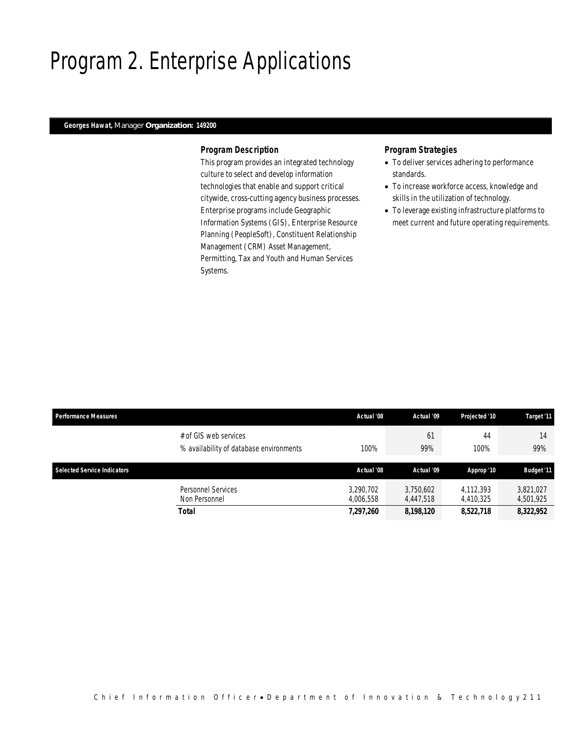# Program 2. Enterprise Applications

**Georges Hawat,** Manager **Organization: 149200**

### *Program Description*

This program provides an integrated technology culture to select and develop information technologies that enable and support critical citywide, cross-cutting agency business processes. Enterprise programs include Geographic Information Systems (GIS), Enterprise Resource Planning (PeopleSoft), Constituent Relationship Management (CRM) Asset Management, Permitting, Tax and Youth and Human Services Systems.

### *Program Strategies*

- To deliver services adhering to performance standards.
- To increase workforce access, knowledge and skills in the utilization of technology.
- To leverage existing infrastructure platforms to meet current and future operating requirements.

| Performance Measures | | Actual '08 | Actual '09 | Projected '10 | Target '11 |
|---|---|---|---|---|---|
| | # of GIS web services | | 61 | 44 | 14 |
| | % availability of database environments | 100% | 99% | 100% | 99% |

| Selected Service Indicators | | Actual '08 | Actual '09 | Approp '10 | Budget '11 |
|---|---|---|---|---|---|
| | Personnel Services | 3,290,702 | 3,750,602 | 4,112,393 | 3,821,027 |
| | Non Personnel | 4,006,558 | 4,447,518 | 4,410,325 | 4,501,925 |
| | **Total** | **7,297,260** | **8,198,120** | **8,522,718** | **8,322,952** |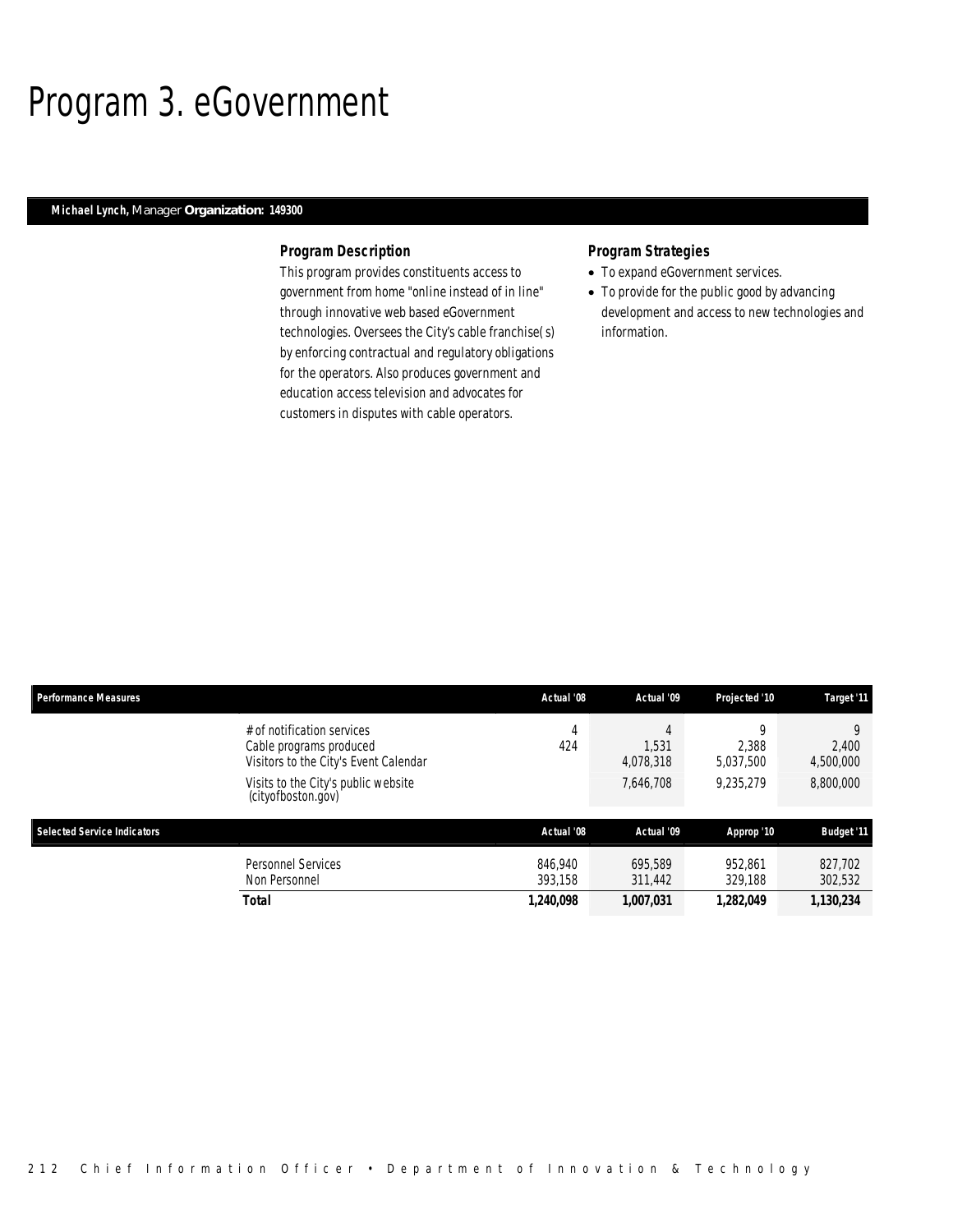# Program 3. eGovernment

**Michael Lynch,** Manager **Organization: 149300**

### Program Description

This program provides constituents access to government from home "online instead of in line" through innovative web based eGovernment technologies. Oversees the City's cable franchise(s) by enforcing contractual and regulatory obligations for the operators. Also produces government and education access television and advocates for customers in disputes with cable operators.

### Program Strategies

- To expand eGovernment services.
- To provide for the public good by advancing development and access to new technologies and information.

| Performance Measures | | Actual '08 | Actual '09 | Projected '10 | Target '11 |
|---|---|---|---|---|---|
| | # of notification services | 4 | 4 | 9 | 9 |
| | Cable programs produced | 424 | 1,531 | 2,388 | 2,400 |
| | Visitors to the City's Event Calendar | | 4,078,318 | 5,037,500 | 4,500,000 |
| | Visits to the City's public website (cityofboston.gov) | | 7,646,708 | 9,235,279 | 8,800,000 |

| Selected Service Indicators | | Actual '08 | Actual '09 | Approp '10 | Budget '11 |
|---|---|---|---|---|---|
| | Personnel Services | 846,940 | 695,589 | 952,861 | 827,702 |
| | Non Personnel | 393,158 | 311,442 | 329,188 | 302,532 |
| | **Total** | **1,240,098** | **1,007,031** | **1,282,049** | **1,130,234** |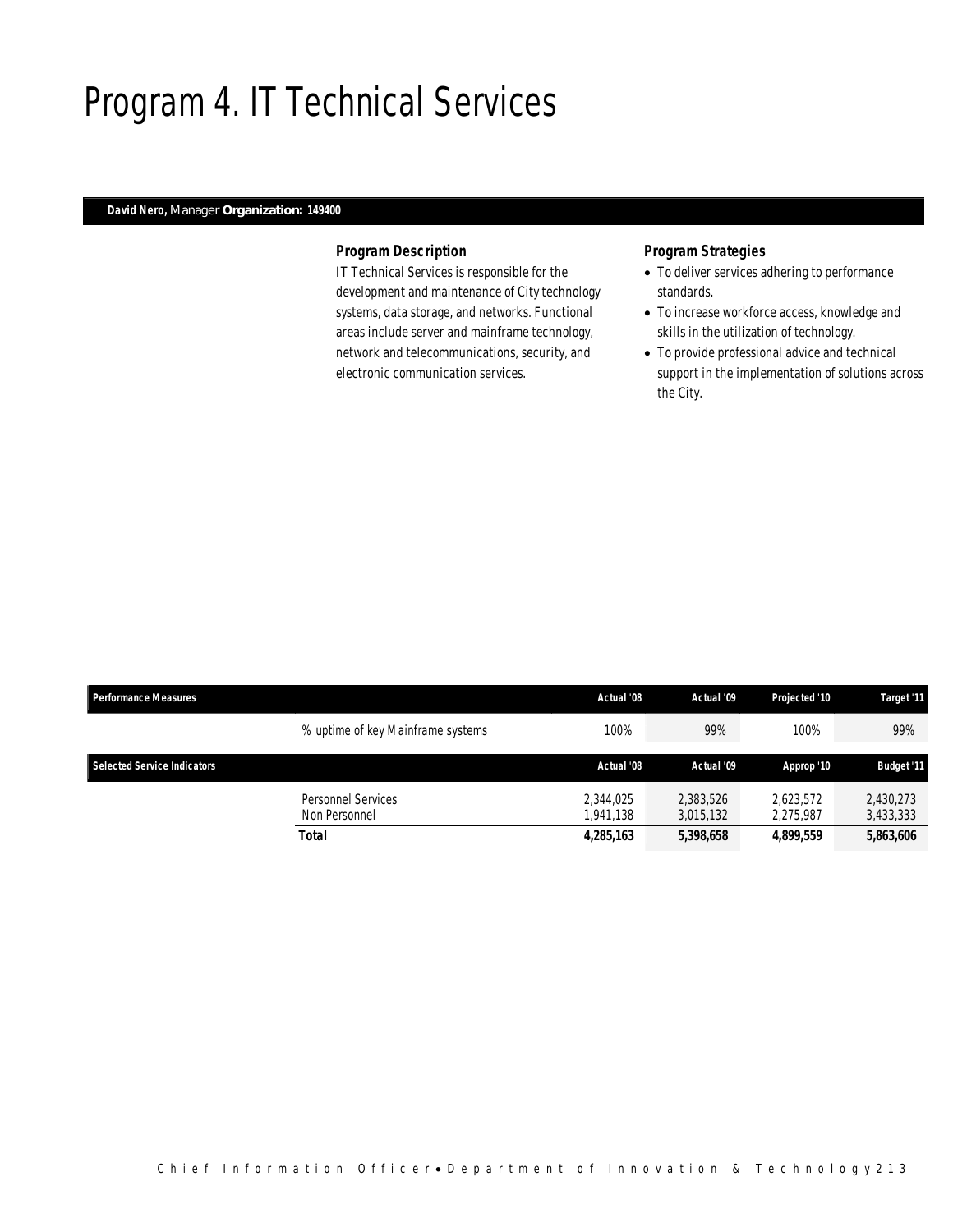# Program 4. IT Technical Services

**David Nero,** Manager **Organization: 149400**

### Program Description

IT Technical Services is responsible for the development and maintenance of City technology systems, data storage, and networks. Functional areas include server and mainframe technology, network and telecommunications, security, and electronic communication services.

### Program Strategies

- To deliver services adhering to performance standards.
- To increase workforce access, knowledge and skills in the utilization of technology.
- To provide professional advice and technical support in the implementation of solutions across the City.

| Performance Measures | | Actual '08 | Actual '09 | Projected '10 | Target '11 |
|---|---|---|---|---|---|
| | % uptime of key Mainframe systems | 100% | 99% | 100% | 99% |

| Selected Service Indicators | | Actual '08 | Actual '09 | Approp '10 | Budget '11 |
|---|---|---|---|---|---|
| | Personnel Services | 2,344,025 | 2,383,526 | 2,623,572 | 2,430,273 |
| | Non Personnel | 1,941,138 | 3,015,132 | 2,275,987 | 3,433,333 |
| | **Total** | **4,285,163** | **5,398,658** | **4,899,559** | **5,863,606** |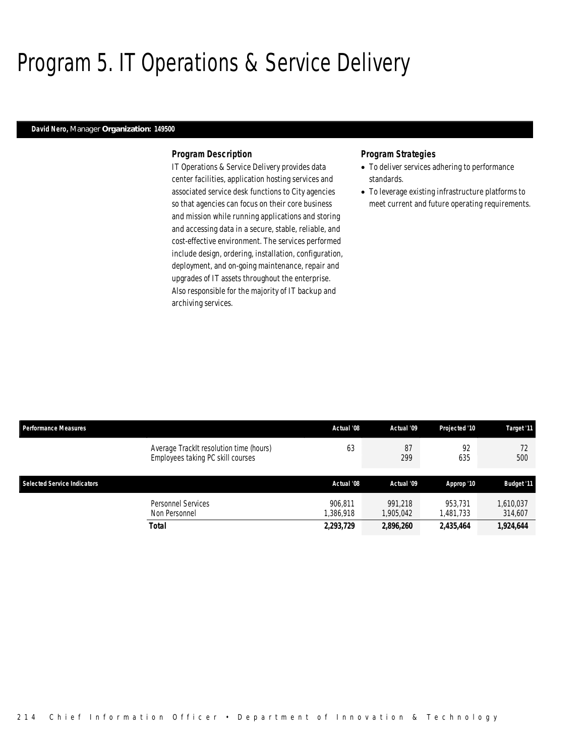# Program 5. IT Operations & Service Delivery

**David Nero,** Manager **Organization: 149500**

### *Program Description*

IT Operations & Service Delivery provides data center facilities, application hosting services and associated service desk functions to City agencies so that agencies can focus on their core business and mission while running applications and storing and accessing data in a secure, stable, reliable, and cost-effective environment. The services performed include design, ordering, installation, configuration, deployment, and on-going maintenance, repair and upgrades of IT assets throughout the enterprise. Also responsible for the majority of IT backup and archiving services.

### *Program Strategies*

- To deliver services adhering to performance standards.
- To leverage existing infrastructure platforms to meet current and future operating requirements.

| Performance Measures | | Actual '08 | Actual '09 | Projected '10 | Target '11 |
|---|---|---|---|---|---|
| | Average TrackIt resolution time (hours) | 63 | 87 | 92 | 72 |
| | Employees taking PC skill courses | | 299 | 635 | 500 |

| Selected Service Indicators | | Actual '08 | Actual '09 | Approp '10 | Budget '11 |
|---|---|---|---|---|---|
| | Personnel Services | 906,811 | 991,218 | 953,731 | 1,610,037 |
| | Non Personnel | 1,386,918 | 1,905,042 | 1,481,733 | 314,607 |
| | **Total** | **2,293,729** | **2,896,260** | **2,435,464** | **1,924,644** |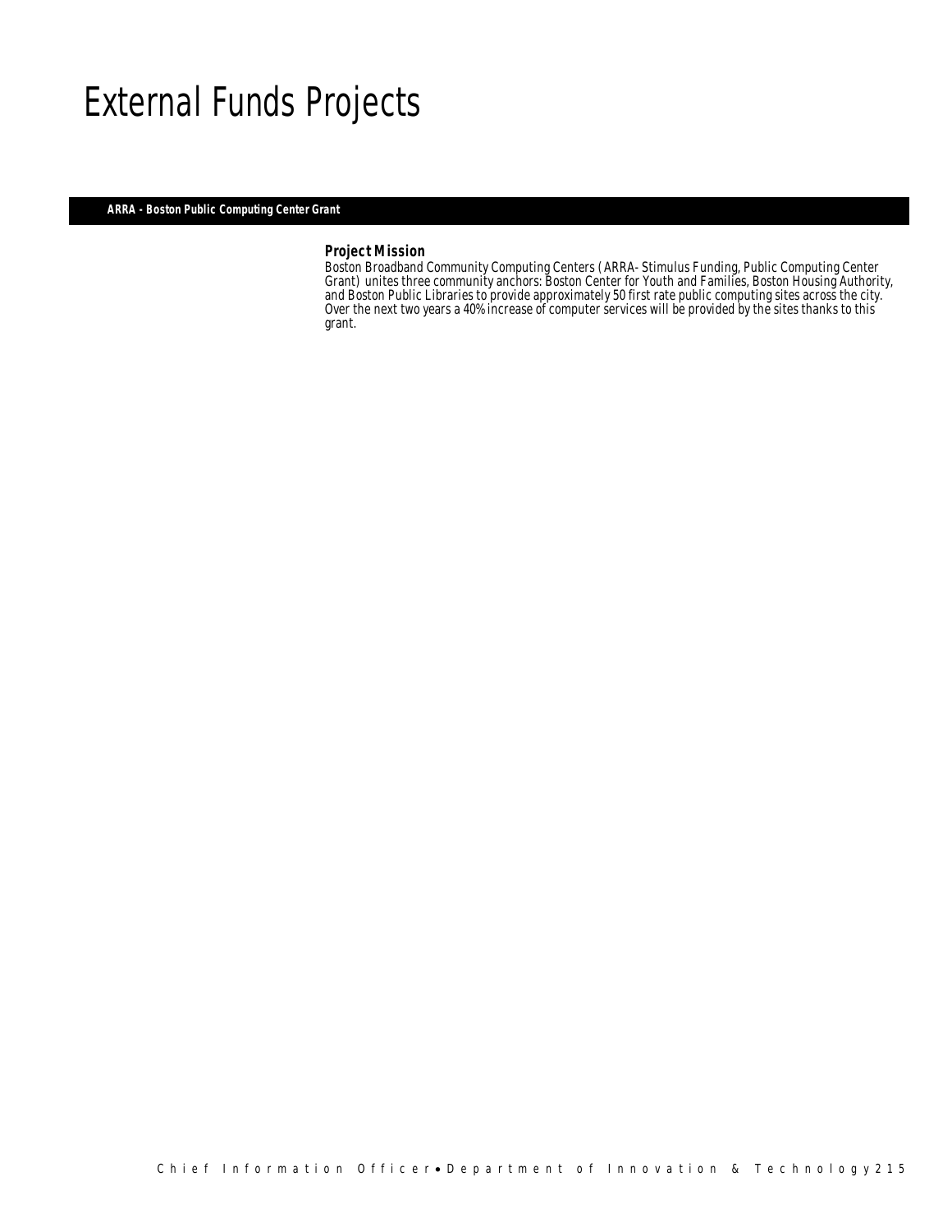# External Funds Projects

## ARRA - Boston Public Computing Center Grant

### Project Mission

Boston Broadband Community Computing Centers (ARRA- Stimulus Funding, Public Computing Center Grant) unites three community anchors: Boston Center for Youth and Families, Boston Housing Authority, and Boston Public Libraries to provide approximately 50 first rate public computing sites across the city. Over the next two years a 40% increase of computer services will be provided by the sites thanks to this grant.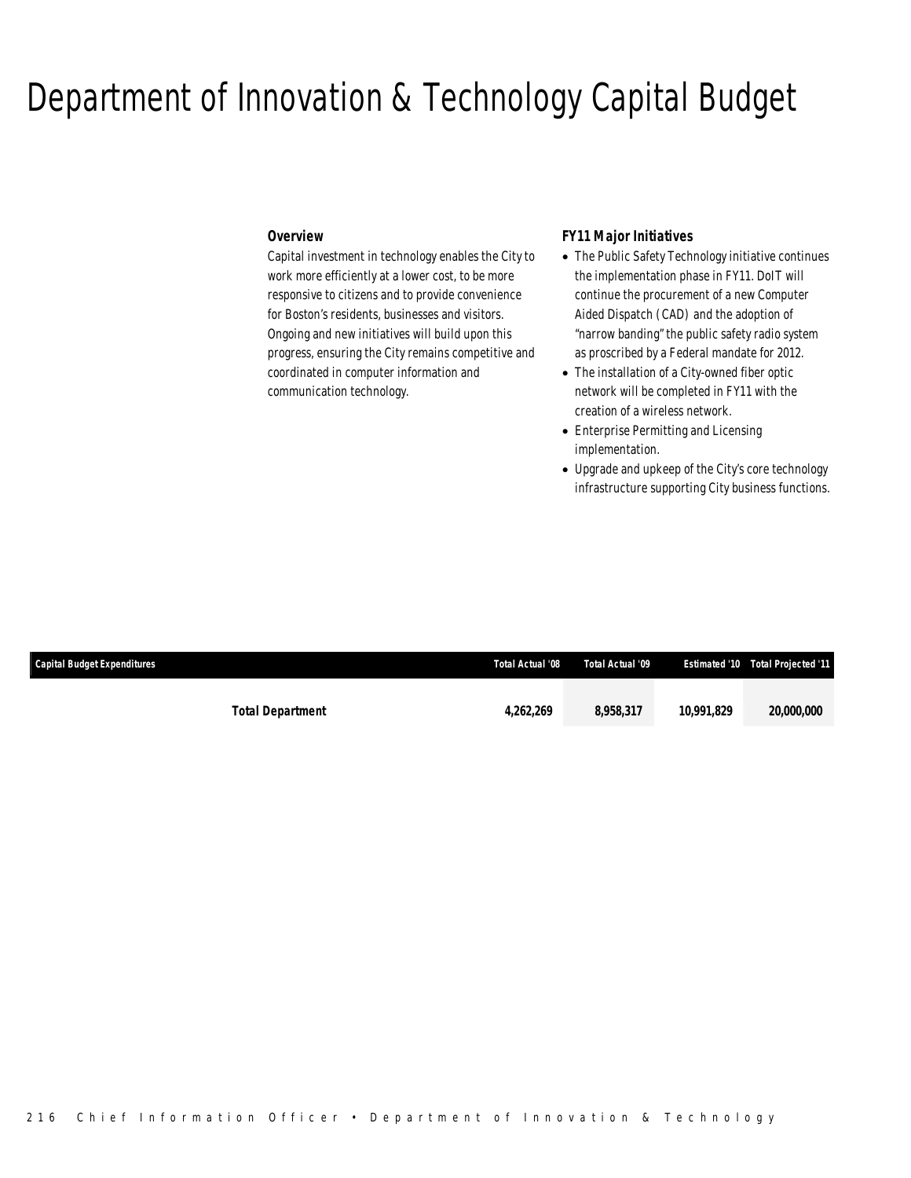# Department of Innovation & Technology Capital Budget

### *Overview*

*Capital investment in technology enables the City to work more efficiently at a lower cost, to be more responsive to citizens and to provide convenience for Boston's residents, businesses and visitors. Ongoing and new initiatives will build upon this progress, ensuring the City remains competitive and coordinated in computer information and communication technology.*

### *FY11 Major Initiatives*

- *The Public Safety Technology initiative continues the implementation phase in FY11. DoIT will continue the procurement of a new Computer Aided Dispatch (CAD) and the adoption of "narrow banding" the public safety radio system as proscribed by a Federal mandate for 2012.*
- *The installation of a City-owned fiber optic network will be completed in FY11 with the creation of a wireless network.*
- *Enterprise Permitting and Licensing implementation.*
- *Upgrade and upkeep of the City's core technology infrastructure supporting City business functions.*

| *Capital Budget Expenditures* | *Total Actual '08* | *Total Actual '09* | *Estimated '10* | *Total Projected '11* |
|---|---|---|---|---|
| ***Total Department*** | ***4,262,269*** | ***8,958,317*** | ***10,991,829*** | ***20,000,000*** |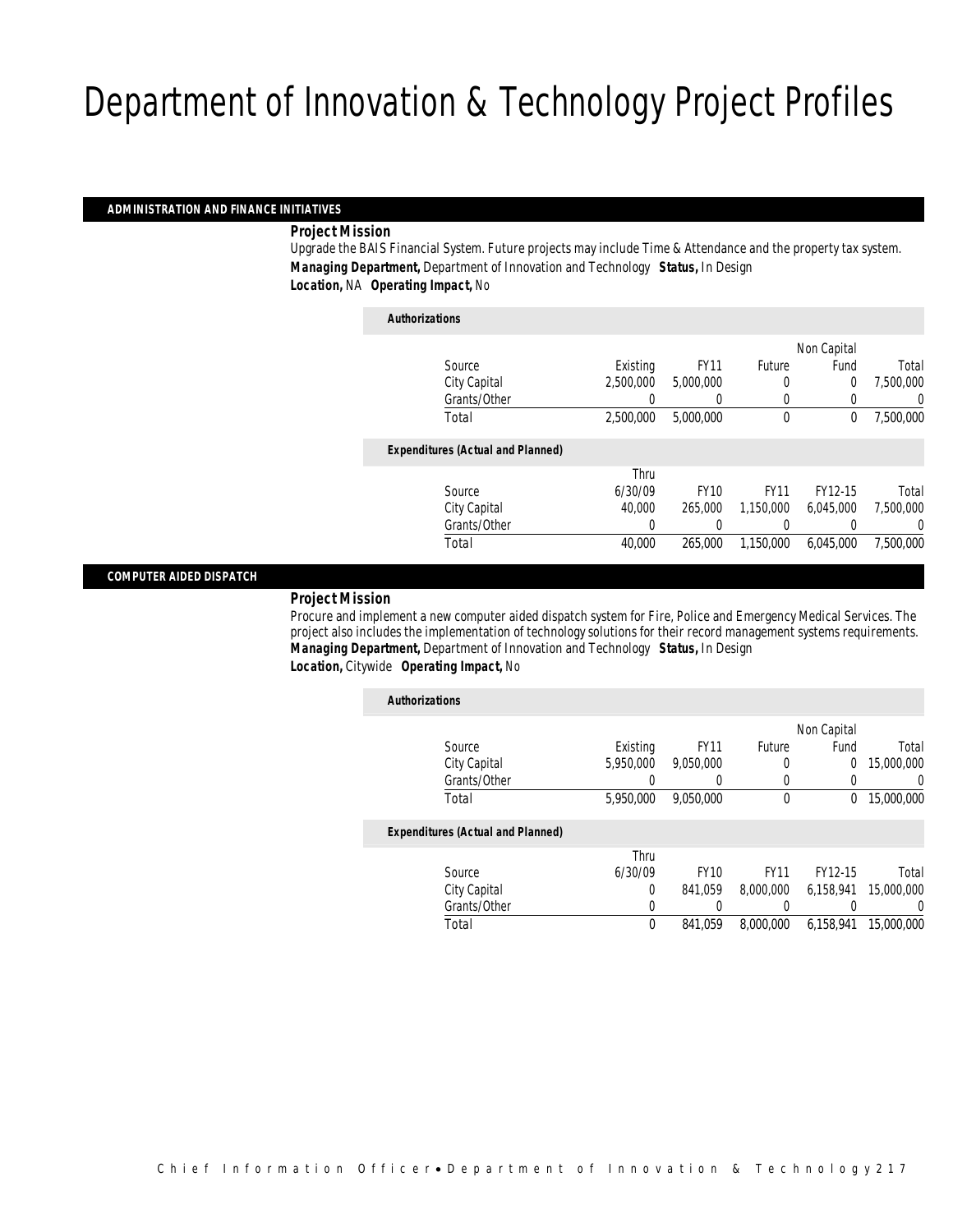# Department of Innovation & Technology Project Profiles

## ADMINISTRATION AND FINANCE INITIATIVES

***Project Mission***

Upgrade the BAIS Financial System. Future projects may include Time & Attendance and the property tax system.

***Managing Department,*** Department of Innovation and Technology ***Status,*** In Design

***Location,*** NA ***Operating Impact,*** No

***Authorizations***

| Source | Existing | FY11 | Future | Non Capital Fund | Total |
|---|---|---|---|---|---|
| City Capital | 2,500,000 | 5,000,000 | 0 | 0 | 7,500,000 |
| Grants/Other | 0 | 0 | 0 | 0 | 0 |
| Total | 2,500,000 | 5,000,000 | 0 | 0 | 7,500,000 |

***Expenditures (Actual and Planned)***

| Source | Thru 6/30/09 | FY10 | FY11 | FY12-15 | Total |
|---|---|---|---|---|---|
| City Capital | 40,000 | 265,000 | 1,150,000 | 6,045,000 | 7,500,000 |
| Grants/Other | 0 | 0 | 0 | 0 | 0 |
| Total | 40,000 | 265,000 | 1,150,000 | 6,045,000 | 7,500,000 |

## COMPUTER AIDED DISPATCH

***Project Mission***

Procure and implement a new computer aided dispatch system for Fire, Police and Emergency Medical Services. The project also includes the implementation of technology solutions for their record management systems requirements.

***Managing Department,*** Department of Innovation and Technology ***Status,*** In Design

***Location,*** Citywide ***Operating Impact,*** No

***Authorizations***

| Source | Existing | FY11 | Future | Non Capital Fund | Total |
|---|---|---|---|---|---|
| City Capital | 5,950,000 | 9,050,000 | 0 | 0 | 15,000,000 |
| Grants/Other | 0 | 0 | 0 | 0 | 0 |
| Total | 5,950,000 | 9,050,000 | 0 | 0 | 15,000,000 |

***Expenditures (Actual and Planned)***

| Source | Thru 6/30/09 | FY10 | FY11 | FY12-15 | Total |
|---|---|---|---|---|---|
| City Capital | 0 | 841,059 | 8,000,000 | 6,158,941 | 15,000,000 |
| Grants/Other | 0 | 0 | 0 | 0 | 0 |
| Total | 0 | 841,059 | 8,000,000 | 6,158,941 | 15,000,000 |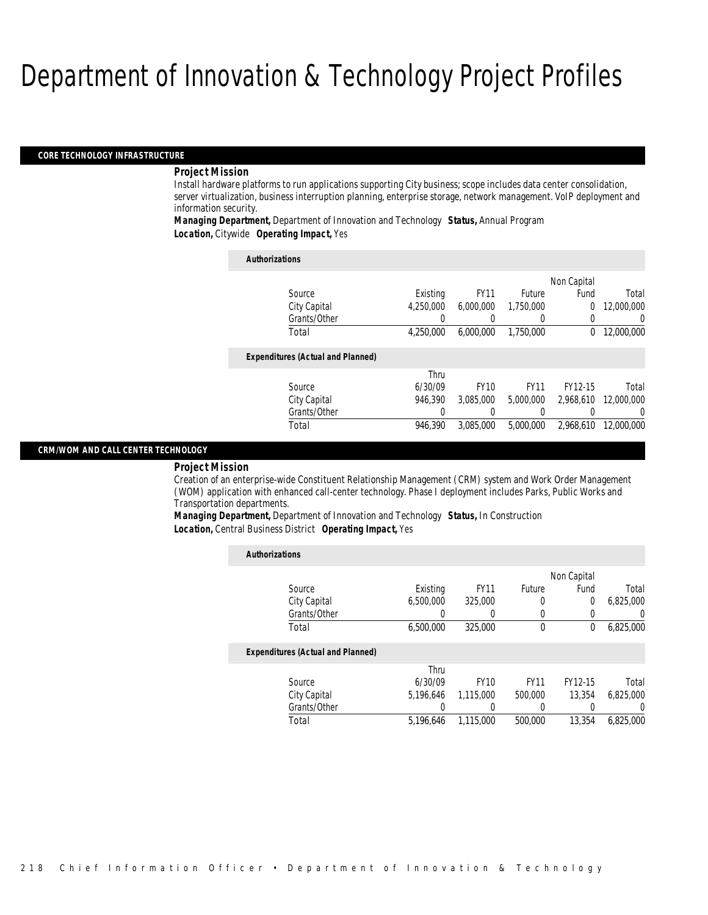# Department of Innovation & Technology Project Profiles

## CORE TECHNOLOGY INFRASTRUCTURE

***Project Mission***

Install hardware platforms to run applications supporting City business; scope includes data center consolidation, server virtualization, business interruption planning, enterprise storage, network management. VoIP deployment and information security.

***Managing Department,*** Department of Innovation and Technology ***Status,*** Annual Program

***Location,*** Citywide ***Operating Impact,*** Yes

***Authorizations***

| Source | Existing | FY11 | Future | Non Capital Fund | Total |
|---|---|---|---|---|---|
| City Capital | 4,250,000 | 6,000,000 | 1,750,000 | 0 | 12,000,000 |
| Grants/Other | 0 | 0 | 0 | 0 | 0 |
| Total | 4,250,000 | 6,000,000 | 1,750,000 | 0 | 12,000,000 |

***Expenditures (Actual and Planned)***

| Source | Thru 6/30/09 | FY10 | FY11 | FY12-15 | Total |
|---|---|---|---|---|---|
| City Capital | 946,390 | 3,085,000 | 5,000,000 | 2,968,610 | 12,000,000 |
| Grants/Other | 0 | 0 | 0 | 0 | 0 |
| Total | 946,390 | 3,085,000 | 5,000,000 | 2,968,610 | 12,000,000 |

## CRM/WOM AND CALL CENTER TECHNOLOGY

***Project Mission***

Creation of an enterprise-wide Constituent Relationship Management (CRM) system and Work Order Management (WOM) application with enhanced call-center technology. Phase I deployment includes Parks, Public Works and Transportation departments.

***Managing Department,*** Department of Innovation and Technology ***Status,*** In Construction

***Location,*** Central Business District ***Operating Impact,*** Yes

***Authorizations***

| Source | Existing | FY11 | Future | Non Capital Fund | Total |
|---|---|---|---|---|---|
| City Capital | 6,500,000 | 325,000 | 0 | 0 | 6,825,000 |
| Grants/Other | 0 | 0 | 0 | 0 | 0 |
| Total | 6,500,000 | 325,000 | 0 | 0 | 6,825,000 |

***Expenditures (Actual and Planned)***

| Source | Thru 6/30/09 | FY10 | FY11 | FY12-15 | Total |
|---|---|---|---|---|---|
| City Capital | 5,196,646 | 1,115,000 | 500,000 | 13,354 | 6,825,000 |
| Grants/Other | 0 | 0 | 0 | 0 | 0 |
| Total | 5,196,646 | 1,115,000 | 500,000 | 13,354 | 6,825,000 |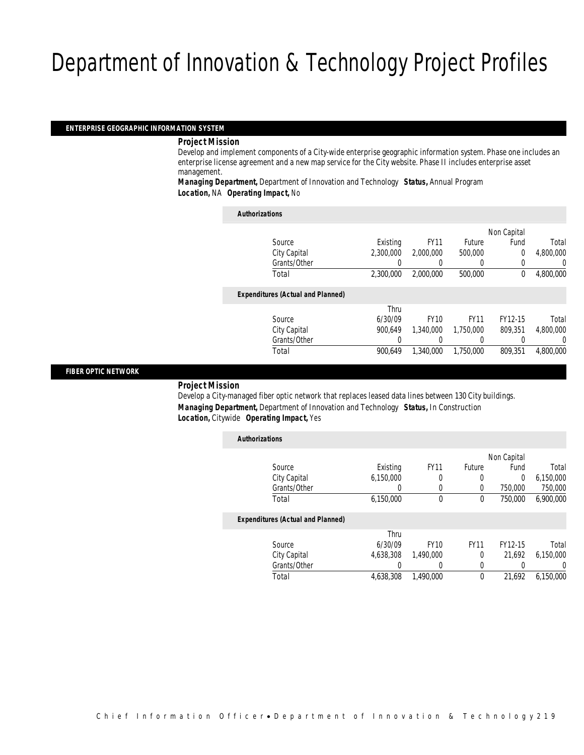# Department of Innovation & Technology Project Profiles

## ENTERPRISE GEOGRAPHIC INFORMATION SYSTEM

***Project Mission***

Develop and implement components of a City-wide enterprise geographic information system. Phase one includes an enterprise license agreement and a new map service for the City website. Phase II includes enterprise asset management.

***Managing Department,*** Department of Innovation and Technology ***Status,*** Annual Program
***Location,*** NA ***Operating Impact,*** No

***Authorizations***

| Source | Existing | FY11 | Future | Non Capital Fund | Total |
|---|---|---|---|---|---|
| City Capital | 2,300,000 | 2,000,000 | 500,000 | 0 | 4,800,000 |
| Grants/Other | 0 | 0 | 0 | 0 | 0 |
| Total | 2,300,000 | 2,000,000 | 500,000 | 0 | 4,800,000 |

***Expenditures (Actual and Planned)***

| Source | Thru 6/30/09 | FY10 | FY11 | FY12-15 | Total |
|---|---|---|---|---|---|
| City Capital | 900,649 | 1,340,000 | 1,750,000 | 809,351 | 4,800,000 |
| Grants/Other | 0 | 0 | 0 | 0 | 0 |
| Total | 900,649 | 1,340,000 | 1,750,000 | 809,351 | 4,800,000 |

## FIBER OPTIC NETWORK

***Project Mission***

Develop a City-managed fiber optic network that replaces leased data lines between 130 City buildings.

***Managing Department,*** Department of Innovation and Technology ***Status,*** In Construction
***Location,*** Citywide ***Operating Impact,*** Yes

***Authorizations***

| Source | Existing | FY11 | Future | Non Capital Fund | Total |
|---|---|---|---|---|---|
| City Capital | 6,150,000 | 0 | 0 | 0 | 6,150,000 |
| Grants/Other | 0 | 0 | 0 | 750,000 | 750,000 |
| Total | 6,150,000 | 0 | 0 | 750,000 | 6,900,000 |

***Expenditures (Actual and Planned)***

| Source | Thru 6/30/09 | FY10 | FY11 | FY12-15 | Total |
|---|---|---|---|---|---|
| City Capital | 4,638,308 | 1,490,000 | 0 | 21,692 | 6,150,000 |
| Grants/Other | 0 | 0 | 0 | 0 | 0 |
| Total | 4,638,308 | 1,490,000 | 0 | 21,692 | 6,150,000 |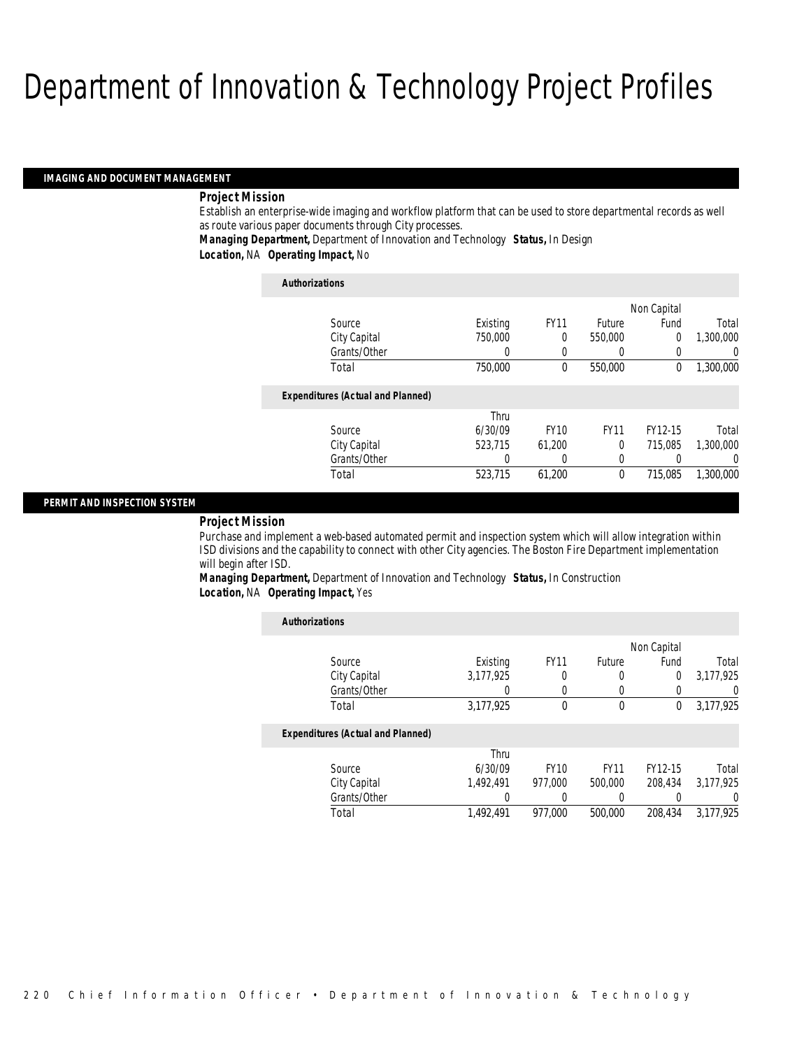# Department of Innovation & Technology Project Profiles

## IMAGING AND DOCUMENT MANAGEMENT

***Project Mission***

Establish an enterprise-wide imaging and workflow platform that can be used to store departmental records as well as route various paper documents through City processes.

***Managing Department,*** Department of Innovation and Technology ***Status,*** In Design

***Location,*** NA ***Operating Impact,*** No

***Authorizations***

| Source | Existing | FY11 | Future | Non Capital Fund | Total |
|---|---|---|---|---|---|
| City Capital | 750,000 | 0 | 550,000 | 0 | 1,300,000 |
| Grants/Other | 0 | 0 | 0 | 0 | 0 |
| Total | 750,000 | 0 | 550,000 | 0 | 1,300,000 |

***Expenditures (Actual and Planned)***

| Source | Thru 6/30/09 | FY10 | FY11 | FY12-15 | Total |
|---|---|---|---|---|---|
| City Capital | 523,715 | 61,200 | 0 | 715,085 | 1,300,000 |
| Grants/Other | 0 | 0 | 0 | 0 | 0 |
| Total | 523,715 | 61,200 | 0 | 715,085 | 1,300,000 |

## PERMIT AND INSPECTION SYSTEM

***Project Mission***

Purchase and implement a web-based automated permit and inspection system which will allow integration within ISD divisions and the capability to connect with other City agencies. The Boston Fire Department implementation will begin after ISD.

***Managing Department,*** Department of Innovation and Technology ***Status,*** In Construction

***Location,*** NA ***Operating Impact,*** Yes

***Authorizations***

| Source | Existing | FY11 | Future | Non Capital Fund | Total |
|---|---|---|---|---|---|
| City Capital | 3,177,925 | 0 | 0 | 0 | 3,177,925 |
| Grants/Other | 0 | 0 | 0 | 0 | 0 |
| Total | 3,177,925 | 0 | 0 | 0 | 3,177,925 |

***Expenditures (Actual and Planned)***

| Source | Thru 6/30/09 | FY10 | FY11 | FY12-15 | Total |
|---|---|---|---|---|---|
| City Capital | 1,492,491 | 977,000 | 500,000 | 208,434 | 3,177,925 |
| Grants/Other | 0 | 0 | 0 | 0 | 0 |
| Total | 1,492,491 | 977,000 | 500,000 | 208,434 | 3,177,925 |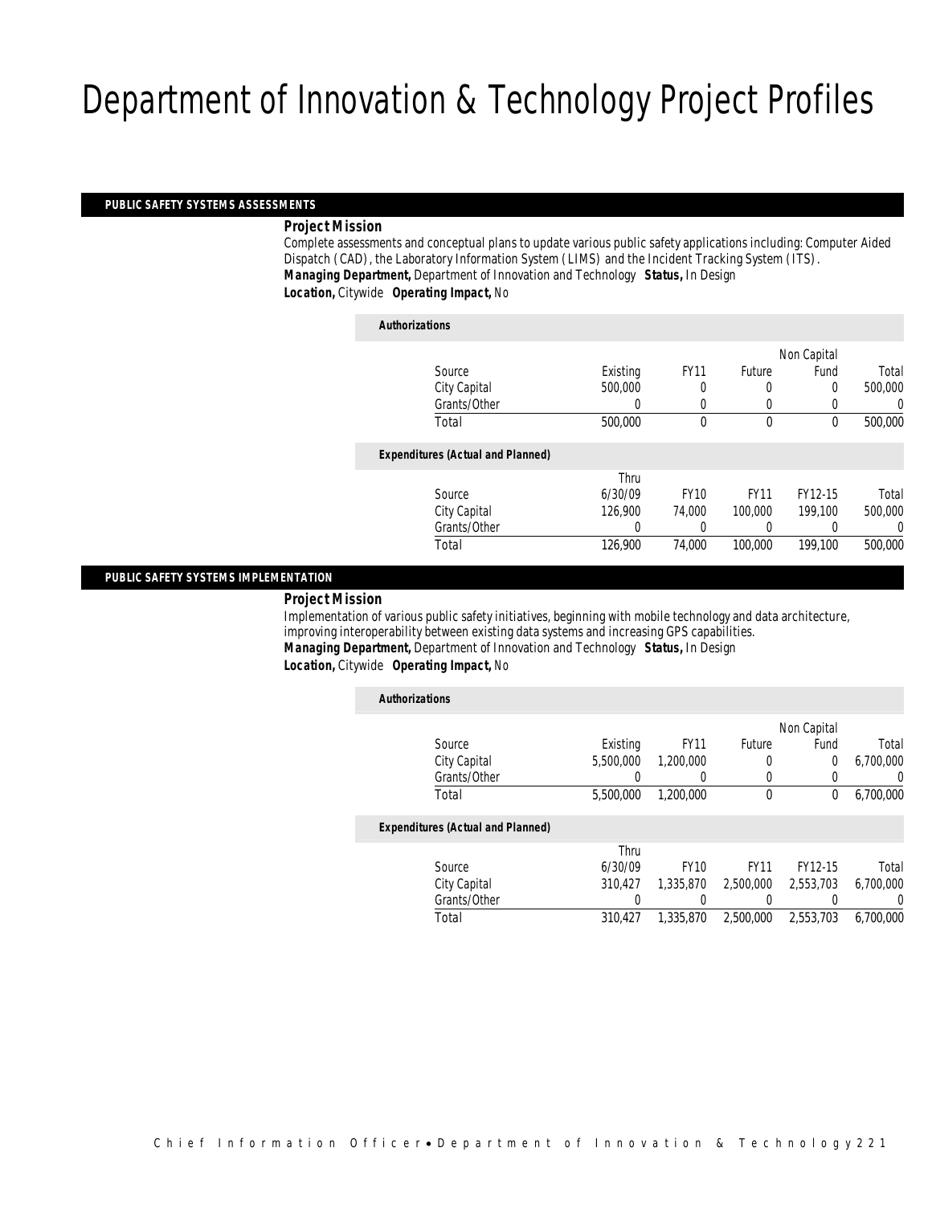# Department of Innovation & Technology Project Profiles

## PUBLIC SAFETY SYSTEMS ASSESSMENTS

***Project Mission***

Complete assessments and conceptual plans to update various public safety applications including: Computer Aided Dispatch (CAD), the Laboratory Information System (LIMS) and the Incident Tracking System (ITS).

***Managing Department,*** Department of Innovation and Technology ***Status,*** In Design

***Location,*** Citywide ***Operating Impact,*** No

***Authorizations***

| Source | Existing | FY11 | Future | Non Capital Fund | Total |
|---|---|---|---|---|---|
| City Capital | 500,000 | 0 | 0 | 0 | 500,000 |
| Grants/Other | 0 | 0 | 0 | 0 | 0 |
| Total | 500,000 | 0 | 0 | 0 | 500,000 |

***Expenditures (Actual and Planned)***

| Source | Thru 6/30/09 | FY10 | FY11 | FY12-15 | Total |
|---|---|---|---|---|---|
| City Capital | 126,900 | 74,000 | 100,000 | 199,100 | 500,000 |
| Grants/Other | 0 | 0 | 0 | 0 | 0 |
| Total | 126,900 | 74,000 | 100,000 | 199,100 | 500,000 |

## PUBLIC SAFETY SYSTEMS IMPLEMENTATION

***Project Mission***

Implementation of various public safety initiatives, beginning with mobile technology and data architecture, improving interoperability between existing data systems and increasing GPS capabilities.

***Managing Department,*** Department of Innovation and Technology ***Status,*** In Design

***Location,*** Citywide ***Operating Impact,*** No

***Authorizations***

| Source | Existing | FY11 | Future | Non Capital Fund | Total |
|---|---|---|---|---|---|
| City Capital | 5,500,000 | 1,200,000 | 0 | 0 | 6,700,000 |
| Grants/Other | 0 | 0 | 0 | 0 | 0 |
| Total | 5,500,000 | 1,200,000 | 0 | 0 | 6,700,000 |

***Expenditures (Actual and Planned)***

| Source | Thru 6/30/09 | FY10 | FY11 | FY12-15 | Total |
|---|---|---|---|---|---|
| City Capital | 310,427 | 1,335,870 | 2,500,000 | 2,553,703 | 6,700,000 |
| Grants/Other | 0 | 0 | 0 | 0 | 0 |
| Total | 310,427 | 1,335,870 | 2,500,000 | 2,553,703 | 6,700,000 |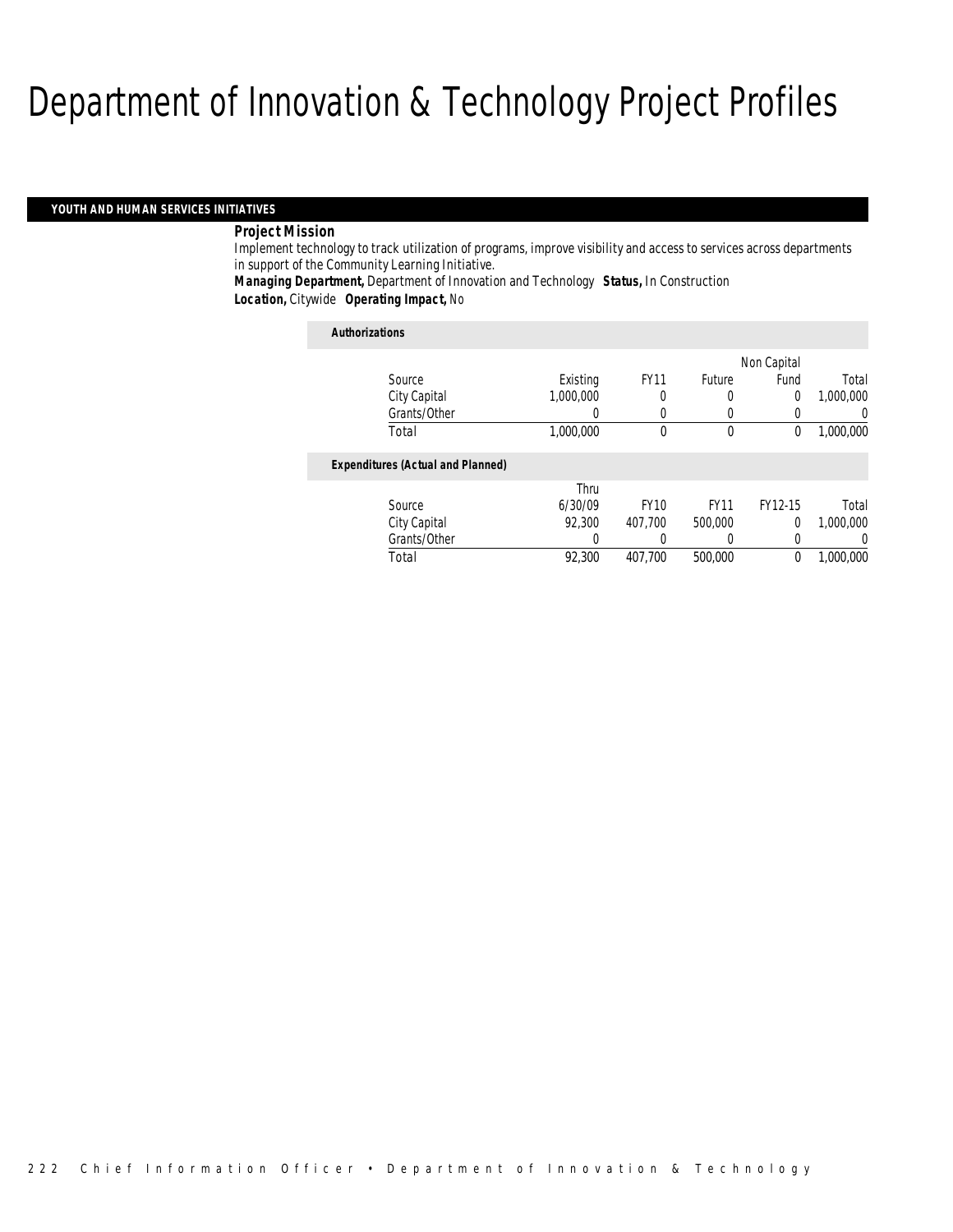# Department of Innovation & Technology Project Profiles

## YOUTH AND HUMAN SERVICES INITIATIVES

***Project Mission***

Implement technology to track utilization of programs, improve visibility and access to services across departments in support of the Community Learning Initiative.

***Managing Department,*** Department of Innovation and Technology ***Status,*** In Construction

***Location,*** Citywide ***Operating Impact,*** No

***Authorizations***

| Source | Existing | FY11 | Future | Non Capital Fund | Total |
|---|---|---|---|---|---|
| City Capital | 1,000,000 | 0 | 0 | 0 | 1,000,000 |
| Grants/Other | 0 | 0 | 0 | 0 | 0 |
| Total | 1,000,000 | 0 | 0 | 0 | 1,000,000 |

***Expenditures (Actual and Planned)***

| Source | Thru 6/30/09 | FY10 | FY11 | FY12-15 | Total |
|---|---|---|---|---|---|
| City Capital | 92,300 | 407,700 | 500,000 | 0 | 1,000,000 |
| Grants/Other | 0 | 0 | 0 | 0 | 0 |
| Total | 92,300 | 407,700 | 500,000 | 0 | 1,000,000 |